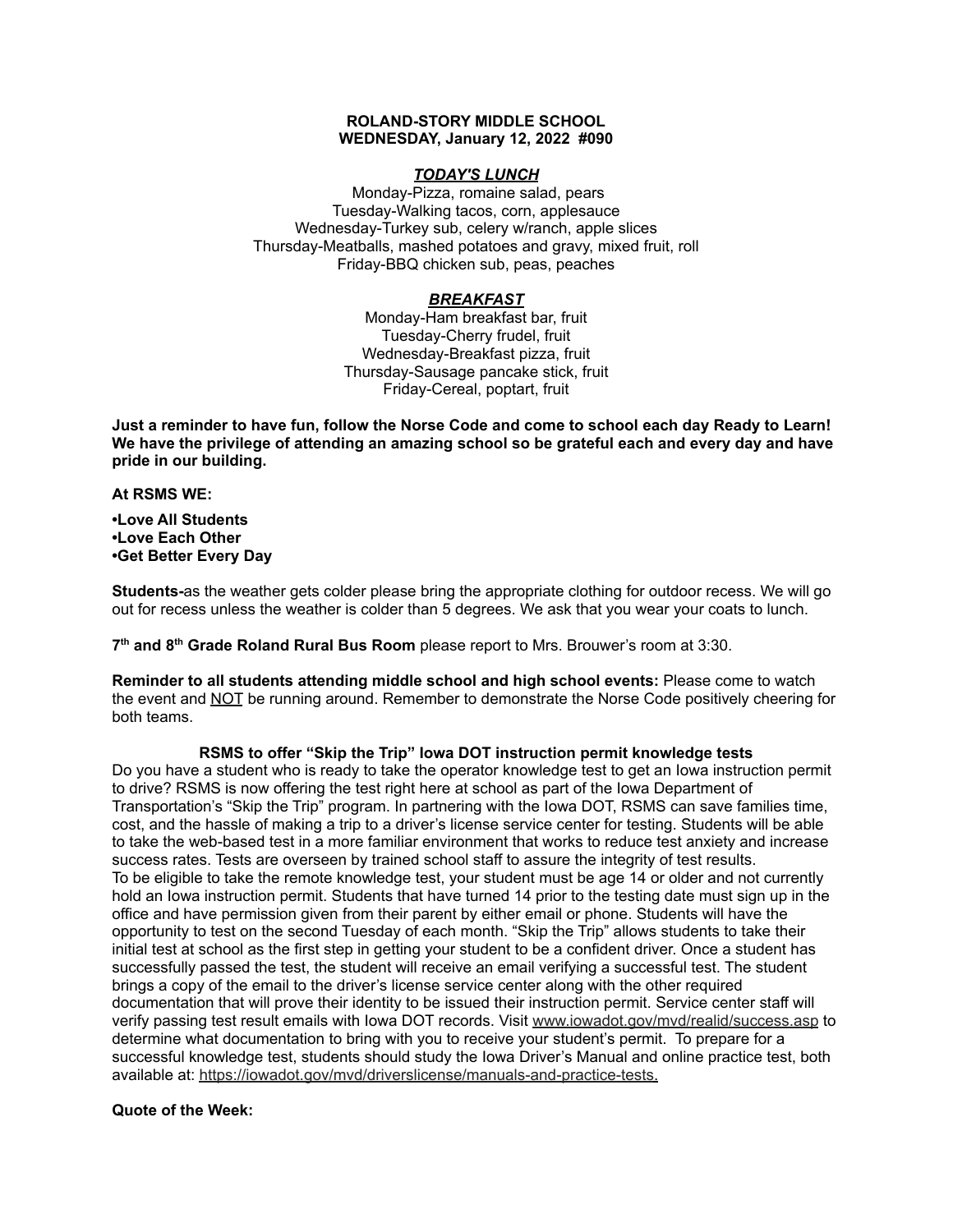# ROLAND-STORY MIDDLE SCHOOL
## WEDNESDAY, January 12, 2022 #090

### ***TODAY'S LUNCH***

Monday-Pizza, romaine salad, pears
Tuesday-Walking tacos, corn, applesauce
Wednesday-Turkey sub, celery w/ranch, apple slices
Thursday-Meatballs, mashed potatoes and gravy, mixed fruit, roll
Friday-BBQ chicken sub, peas, peaches

### ***BREAKFAST***

Monday-Ham breakfast bar, fruit
Tuesday-Cherry frudel, fruit
Wednesday-Breakfast pizza, fruit
Thursday-Sausage pancake stick, fruit
Friday-Cereal, poptart, fruit

**Just a reminder to have fun, follow the Norse Code and come to school each day Ready to Learn! We have the privilege of attending an amazing school so be grateful each and every day and have pride in our building.**

**At RSMS WE:**

**•Love All Students**
**•Love Each Other**
**•Get Better Every Day**

**Students-**as the weather gets colder please bring the appropriate clothing for outdoor recess. We will go out for recess unless the weather is colder than 5 degrees. We ask that you wear your coats to lunch.

**7th and 8th Grade Roland Rural Bus Room** please report to Mrs. Brouwer's room at 3:30.

**Reminder to all students attending middle school and high school events:** Please come to watch the event and NOT be running around. Remember to demonstrate the Norse Code positively cheering for both teams.

**RSMS to offer "Skip the Trip" Iowa DOT instruction permit knowledge tests**

Do you have a student who is ready to take the operator knowledge test to get an Iowa instruction permit to drive? RSMS is now offering the test right here at school as part of the Iowa Department of Transportation's "Skip the Trip" program. In partnering with the Iowa DOT, RSMS can save families time, cost, and the hassle of making a trip to a driver's license service center for testing. Students will be able to take the web-based test in a more familiar environment that works to reduce test anxiety and increase success rates. Tests are overseen by trained school staff to assure the integrity of test results.
To be eligible to take the remote knowledge test, your student must be age 14 or older and not currently hold an Iowa instruction permit. Students that have turned 14 prior to the testing date must sign up in the office and have permission given from their parent by either email or phone. Students will have the opportunity to test on the second Tuesday of each month. "Skip the Trip" allows students to take their initial test at school as the first step in getting your student to be a confident driver. Once a student has successfully passed the test, the student will receive an email verifying a successful test. The student brings a copy of the email to the driver's license service center along with the other required documentation that will prove their identity to be issued their instruction permit. Service center staff will verify passing test result emails with Iowa DOT records. Visit www.iowadot.gov/mvd/realid/success.asp to determine what documentation to bring with you to receive your student's permit. To prepare for a successful knowledge test, students should study the Iowa Driver's Manual and online practice test, both available at: https://iowadot.gov/mvd/driverslicense/manuals-and-practice-tests.

**Quote of the Week:**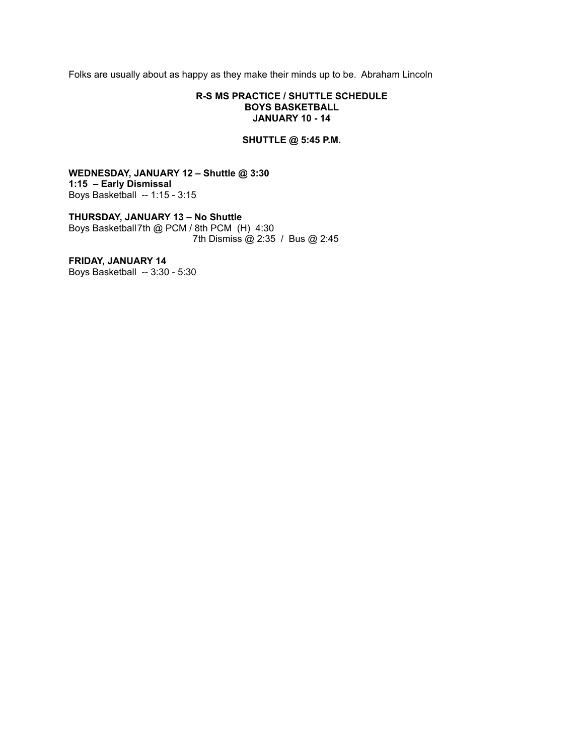Folks are usually about as happy as they make their minds up to be. Abraham Lincoln

**R-S MS PRACTICE / SHUTTLE SCHEDULE**
**BOYS BASKETBALL**
**JANUARY 10 - 14**

**SHUTTLE @ 5:45 P.M.**

**WEDNESDAY, JANUARY 12 – Shuttle @ 3:30**
**1:15 – Early Dismissal**
Boys Basketball -- 1:15 - 3:15

**THURSDAY, JANUARY 13 – No Shuttle**
Boys Basketball7th @ PCM / 8th PCM (H) 4:30
7th Dismiss @ 2:35 / Bus @ 2:45

**FRIDAY, JANUARY 14**
Boys Basketball -- 3:30 - 5:30